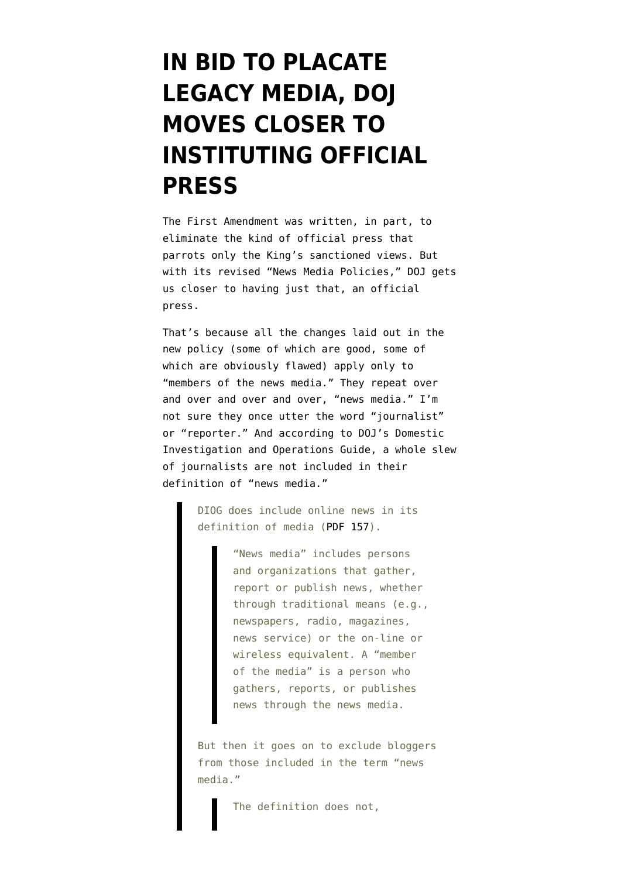# IN BID TO PLACATE LEGACY MEDIA, DOJ MOVES CLOSER TO INSTITUTING OFFICIAL PRESS

The First Amendment was written, in part, to eliminate the kind of official press that parrots only the King's sanctioned views. But with its revised "News Media Policies," DOJ gets us closer to having just that, an official press.

That's because all the changes laid out in the new policy (some of which are good, some of which are obviously flawed) apply only to "members of the news media." They repeat over and over and over and over, "news media." I'm not sure they once utter the word "journalist" or "reporter." And according to DOJ's Domestic Investigation and Operations Guide, a whole slew of journalists are not included in their definition of "news media."

> DIOG does include online news in its definition of media (PDF 157).
>
> > "News media" includes persons and organizations that gather, report or publish news, whether through traditional means (e.g., newspapers, radio, magazines, news service) or the on-line or wireless equivalent. A "member of the media" is a person who gathers, reports, or publishes news through the news media.
>
> But then it goes on to exclude bloggers from those included in the term "news media."
>
> > The definition does not,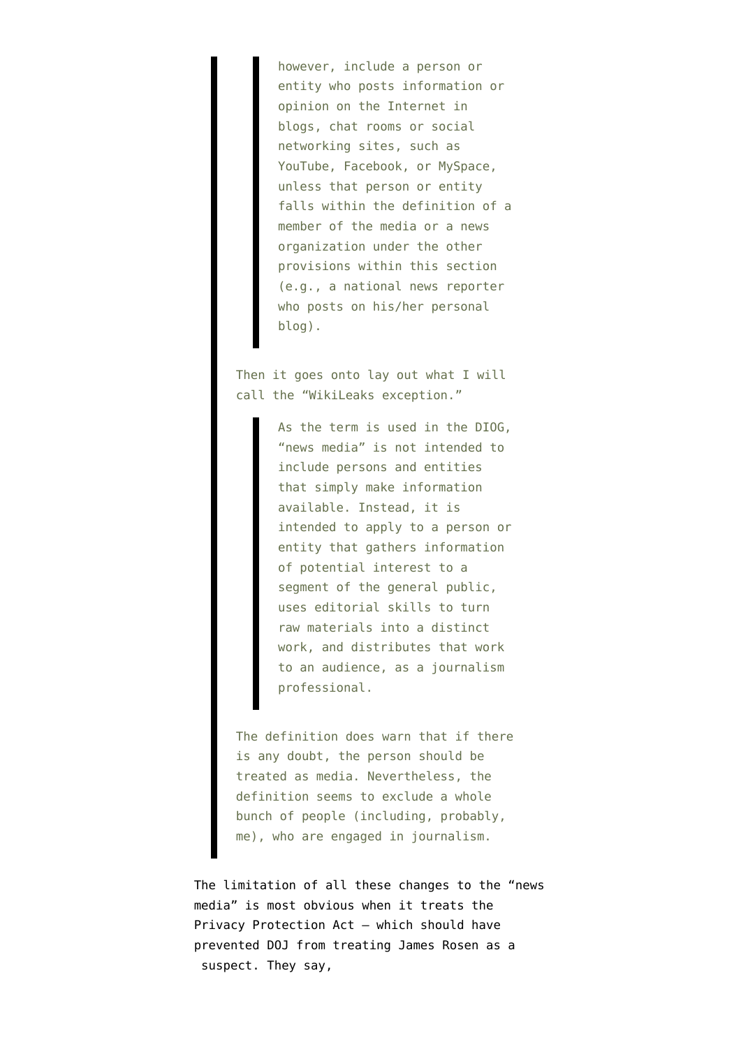> > however, include a person or entity who posts information or opinion on the Internet in blogs, chat rooms or social networking sites, such as YouTube, Facebook, or MySpace, unless that person or entity falls within the definition of a member of the media or a news organization under the other provisions within this section (e.g., a national news reporter who posts on his/her personal blog).
>
> Then it goes onto lay out what I will call the "WikiLeaks exception."
>
> > As the term is used in the DIOG, "news media" is not intended to include persons and entities that simply make information available. Instead, it is intended to apply to a person or entity that gathers information of potential interest to a segment of the general public, uses editorial skills to turn raw materials into a distinct work, and distributes that work to an audience, as a journalism professional.
>
> The definition does warn that if there is any doubt, the person should be treated as media. Nevertheless, the definition seems to exclude a whole bunch of people (including, probably, me), who are engaged in journalism.

The limitation of all these changes to the "news media" is most obvious when it treats the Privacy Protection Act — which should have prevented DOJ from treating James Rosen as a suspect. They say,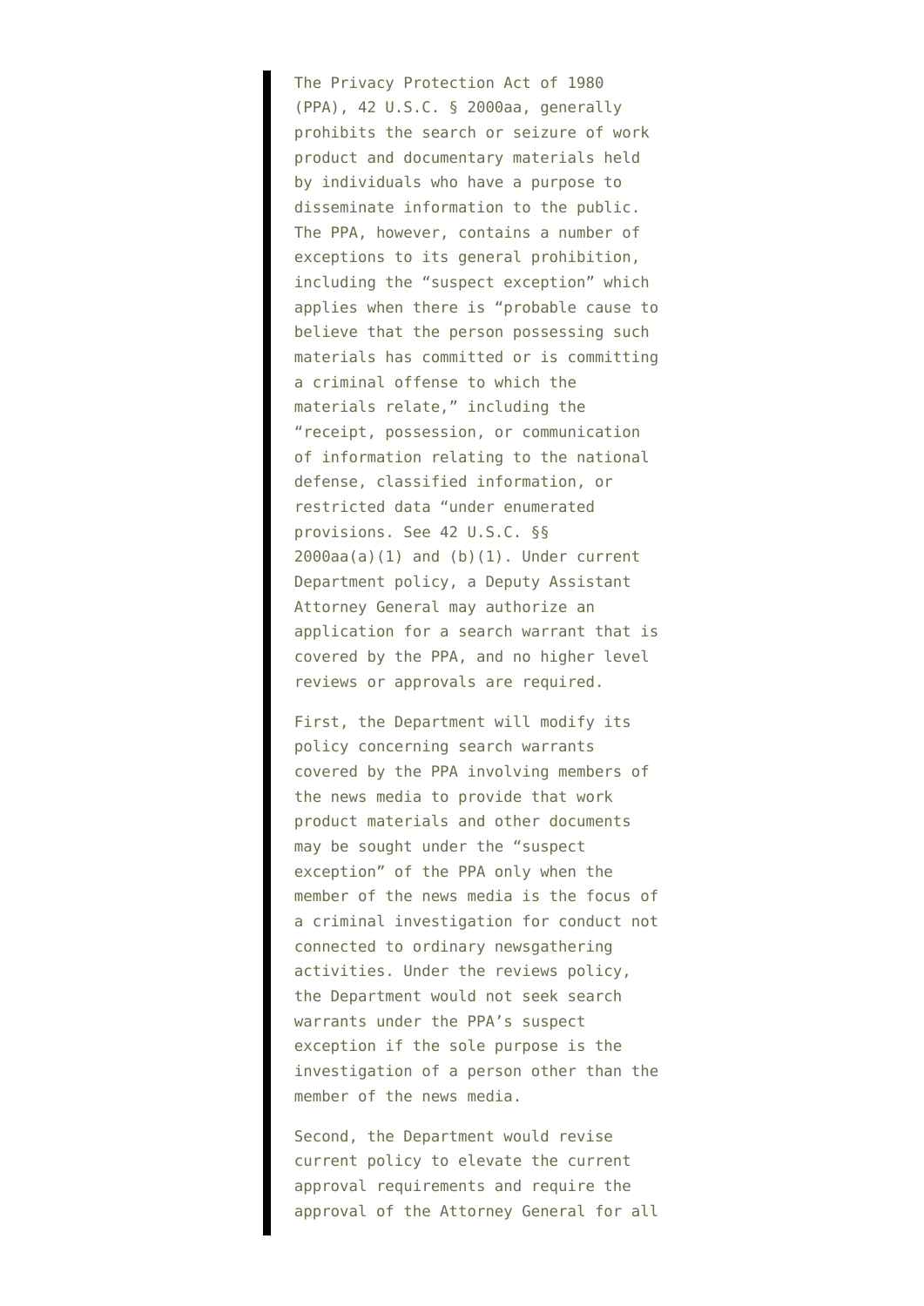> The Privacy Protection Act of 1980 (PPA), 42 U.S.C. § 2000aa, generally prohibits the search or seizure of work product and documentary materials held by individuals who have a purpose to disseminate information to the public. The PPA, however, contains a number of exceptions to its general prohibition, including the "suspect exception" which applies when there is "probable cause to believe that the person possessing such materials has committed or is committing a criminal offense to which the materials relate," including the "receipt, possession, or communication of information relating to the national defense, classified information, or restricted data "under enumerated provisions. See 42 U.S.C. §§ 2000aa(a)(1) and (b)(1). Under current Department policy, a Deputy Assistant Attorney General may authorize an application for a search warrant that is covered by the PPA, and no higher level reviews or approvals are required.
>
> First, the Department will modify its policy concerning search warrants covered by the PPA involving members of the news media to provide that work product materials and other documents may be sought under the "suspect exception" of the PPA only when the member of the news media is the focus of a criminal investigation for conduct not connected to ordinary newsgathering activities. Under the reviews policy, the Department would not seek search warrants under the PPA's suspect exception if the sole purpose is the investigation of a person other than the member of the news media.
>
> Second, the Department would revise current policy to elevate the current approval requirements and require the approval of the Attorney General for all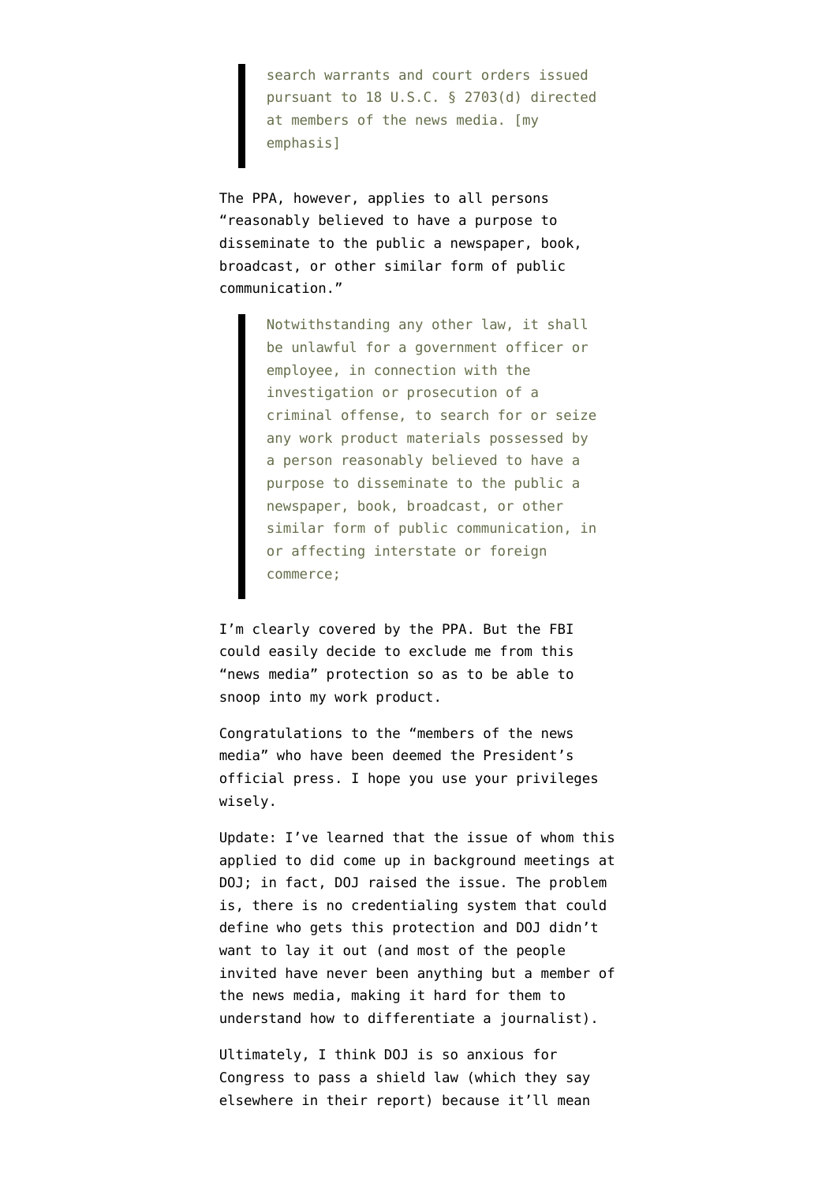> search warrants and court orders issued pursuant to 18 U.S.C. § 2703(d) directed at members of the news media. [my emphasis]

The PPA, however, applies to all persons "reasonably believed to have a purpose to disseminate to the public a newspaper, book, broadcast, or other similar form of public communication."

> Notwithstanding any other law, it shall be unlawful for a government officer or employee, in connection with the investigation or prosecution of a criminal offense, to search for or seize any work product materials possessed by a person reasonably believed to have a purpose to disseminate to the public a newspaper, book, broadcast, or other similar form of public communication, in or affecting interstate or foreign commerce;

I'm clearly covered by the PPA. But the FBI could easily decide to exclude me from this "news media" protection so as to be able to snoop into my work product.

Congratulations to the "members of the news media" who have been deemed the President's official press. I hope you use your privileges wisely.

Update: I've learned that the issue of whom this applied to did come up in background meetings at DOJ; in fact, DOJ raised the issue. The problem is, there is no credentialing system that could define who gets this protection and DOJ didn't want to lay it out (and most of the people invited have never been anything but a member of the news media, making it hard for them to understand how to differentiate a journalist).

Ultimately, I think DOJ is so anxious for Congress to pass a shield law (which they say elsewhere in their report) because it'll mean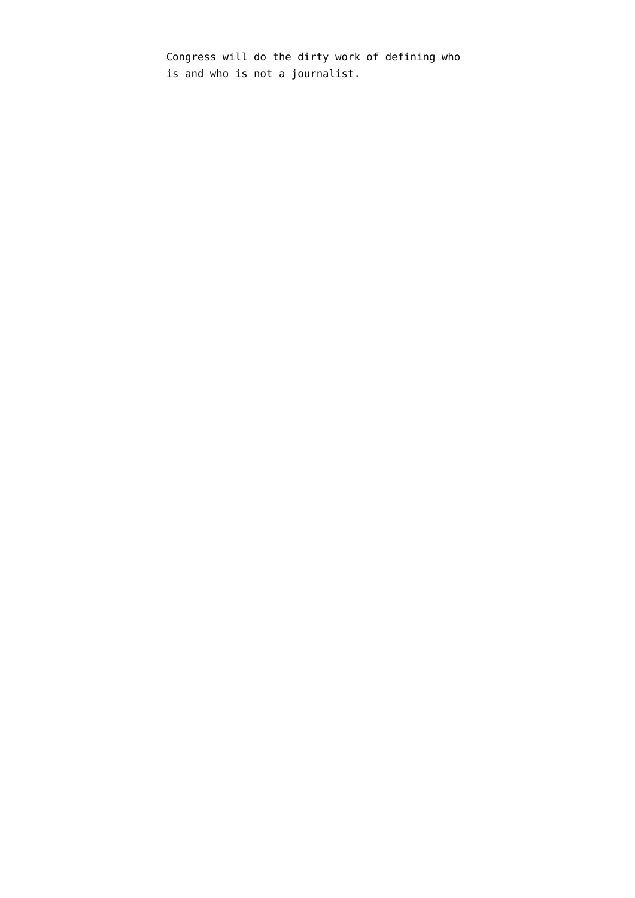Congress will do the dirty work of defining who is and who is not a journalist.